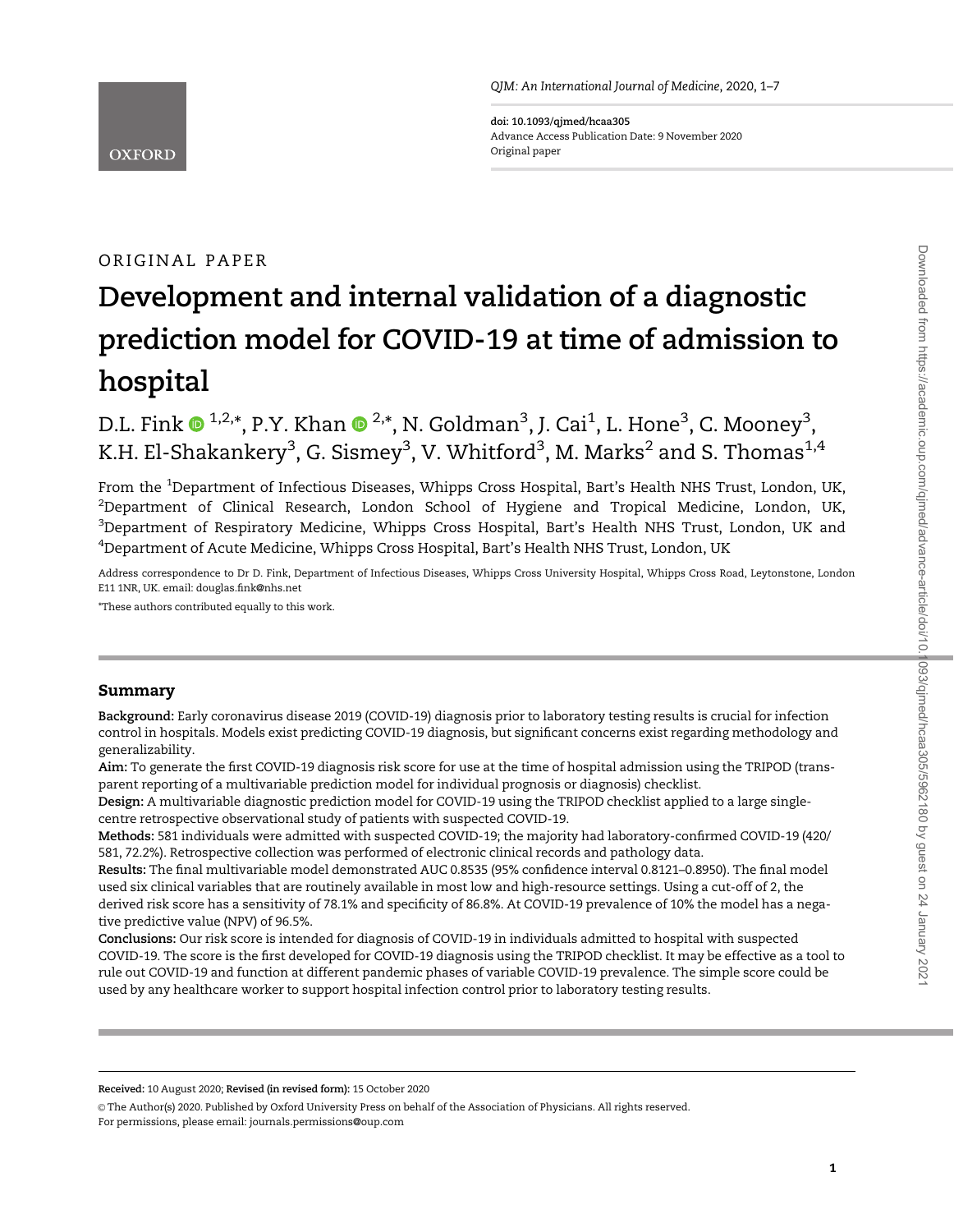ORIGINAL PAPER

# Development and internal validation of a diagnostic prediction model for COVID-19 at time of admission to hospital

D.L. Fink [1,2,*], P.Y. Khan [2,*], N. Goldman[3], J. Cai[1], L. Hone[3], C. Mooney[3], K.H. El-Shakankery[3], G. Sismey[3], V. Whitford[3], M. Marks[2] and S. Thomas[1,4]

From the [1]Department of Infectious Diseases, Whipps Cross Hospital, Bart's Health NHS Trust, London, UK, [2]Department of Clinical Research, London School of Hygiene and Tropical Medicine, London, UK, [3]Department of Respiratory Medicine, Whipps Cross Hospital, Bart's Health NHS Trust, London, UK and [4]Department of Acute Medicine, Whipps Cross Hospital, Bart's Health NHS Trust, London, UK

Address correspondence to Dr D. Fink, Department of Infectious Diseases, Whipps Cross University Hospital, Whipps Cross Road, Leytonstone, London E11 1NR, UK. email: douglas.fink@nhs.net

*These authors contributed equally to this work.

## Summary

**Background:** Early coronavirus disease 2019 (COVID-19) diagnosis prior to laboratory testing results is crucial for infection control in hospitals. Models exist predicting COVID-19 diagnosis, but significant concerns exist regarding methodology and generalizability.

**Aim:** To generate the first COVID-19 diagnosis risk score for use at the time of hospital admission using the TRIPOD (transparent reporting of a multivariable prediction model for individual prognosis or diagnosis) checklist.

**Design:** A multivariable diagnostic prediction model for COVID-19 using the TRIPOD checklist applied to a large single-centre retrospective observational study of patients with suspected COVID-19.

**Methods:** 581 individuals were admitted with suspected COVID-19; the majority had laboratory-confirmed COVID-19 (420/581, 72.2%). Retrospective collection was performed of electronic clinical records and pathology data.

**Results:** The final multivariable model demonstrated AUC 0.8535 (95% confidence interval 0.8121–0.8950). The final model used six clinical variables that are routinely available in most low and high-resource settings. Using a cut-off of 2, the derived risk score has a sensitivity of 78.1% and specificity of 86.8%. At COVID-19 prevalence of 10% the model has a negative predictive value (NPV) of 96.5%.

**Conclusions:** Our risk score is intended for diagnosis of COVID-19 in individuals admitted to hospital with suspected COVID-19. The score is the first developed for COVID-19 diagnosis using the TRIPOD checklist. It may be effective as a tool to rule out COVID-19 and function at different pandemic phases of variable COVID-19 prevalence. The simple score could be used by any healthcare worker to support hospital infection control prior to laboratory testing results.

**Received:** 10 August 2020; **Revised (in revised form):** 15 October 2020

© The Author(s) 2020. Published by Oxford University Press on behalf of the Association of Physicians. All rights reserved. For permissions, please email: journals.permissions@oup.com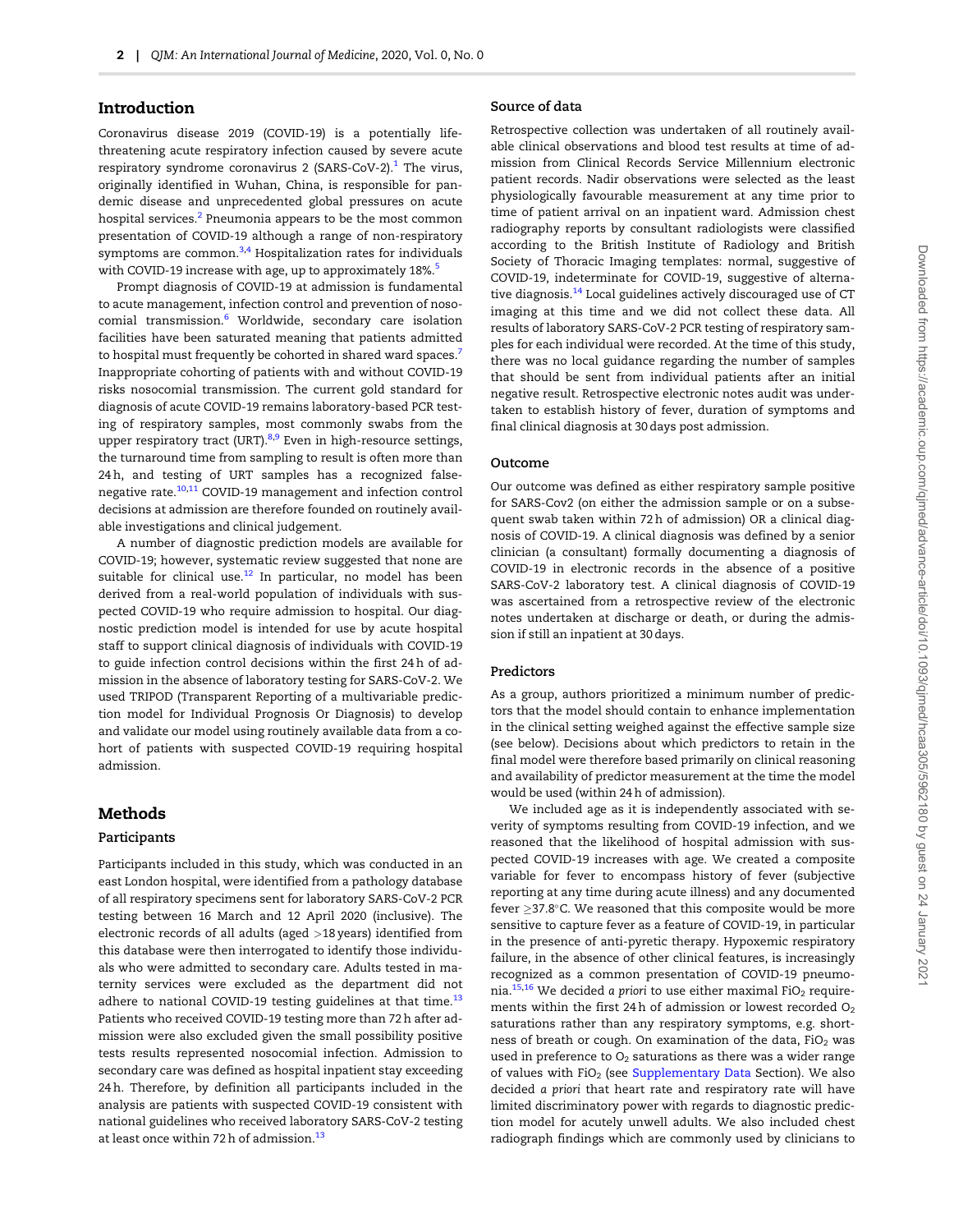## Introduction

Coronavirus disease 2019 (COVID-19) is a potentially life-threatening acute respiratory infection caused by severe acute respiratory syndrome coronavirus 2 (SARS-CoV-2).[1] The virus, originally identified in Wuhan, China, is responsible for pandemic disease and unprecedented global pressures on acute hospital services.[2] Pneumonia appears to be the most common presentation of COVID-19 although a range of non-respiratory symptoms are common.[3,4] Hospitalization rates for individuals with COVID-19 increase with age, up to approximately 18%.[5]

Prompt diagnosis of COVID-19 at admission is fundamental to acute management, infection control and prevention of nosocomial transmission.[6] Worldwide, secondary care isolation facilities have been saturated meaning that patients admitted to hospital must frequently be cohorted in shared ward spaces.[7] Inappropriate cohorting of patients with and without COVID-19 risks nosocomial transmission. The current gold standard for diagnosis of acute COVID-19 remains laboratory-based PCR testing of respiratory samples, most commonly swabs from the upper respiratory tract (URT).[8,9] Even in high-resource settings, the turnaround time from sampling to result is often more than 24 h, and testing of URT samples has a recognized false-negative rate.[10,11] COVID-19 management and infection control decisions at admission are therefore founded on routinely available investigations and clinical judgement.

A number of diagnostic prediction models are available for COVID-19; however, systematic review suggested that none are suitable for clinical use.[12] In particular, no model has been derived from a real-world population of individuals with suspected COVID-19 who require admission to hospital. Our diagnostic prediction model is intended for use by acute hospital staff to support clinical diagnosis of individuals with COVID-19 to guide infection control decisions within the first 24 h of admission in the absence of laboratory testing for SARS-CoV-2. We used TRIPOD (Transparent Reporting of a multivariable prediction model for Individual Prognosis Or Diagnosis) to develop and validate our model using routinely available data from a cohort of patients with suspected COVID-19 requiring hospital admission.

## Methods

### Participants

Participants included in this study, which was conducted in an east London hospital, were identified from a pathology database of all respiratory specimens sent for laboratory SARS-CoV-2 PCR testing between 16 March and 12 April 2020 (inclusive). The electronic records of all adults (aged >18 years) identified from this database were then interrogated to identify those individuals who were admitted to secondary care. Adults tested in maternity services were excluded as the department did not adhere to national COVID-19 testing guidelines at that time.[13] Patients who received COVID-19 testing more than 72 h after admission were also excluded given the small possibility positive tests results represented nosocomial infection. Admission to secondary care was defined as hospital inpatient stay exceeding 24 h. Therefore, by definition all participants included in the analysis are patients with suspected COVID-19 consistent with national guidelines who received laboratory SARS-CoV-2 testing at least once within 72 h of admission.[13]

### Source of data

Retrospective collection was undertaken of all routinely available clinical observations and blood test results at time of admission from Clinical Records Service Millennium electronic patient records. Nadir observations were selected as the least physiologically favourable measurement at any time prior to time of patient arrival on an inpatient ward. Admission chest radiography reports by consultant radiologists were classified according to the British Institute of Radiology and British Society of Thoracic Imaging templates: normal, suggestive of COVID-19, indeterminate for COVID-19, suggestive of alternative diagnosis.[14] Local guidelines actively discouraged use of CT imaging at this time and we did not collect these data. All results of laboratory SARS-CoV-2 PCR testing of respiratory samples for each individual were recorded. At the time of this study, there was no local guidance regarding the number of samples that should be sent from individual patients after an initial negative result. Retrospective electronic notes audit was undertaken to establish history of fever, duration of symptoms and final clinical diagnosis at 30 days post admission.

### Outcome

Our outcome was defined as either respiratory sample positive for SARS-Cov2 (on either the admission sample or on a subsequent swab taken within 72 h of admission) OR a clinical diagnosis of COVID-19. A clinical diagnosis was defined by a senior clinician (a consultant) formally documenting a diagnosis of COVID-19 in electronic records in the absence of a positive SARS-CoV-2 laboratory test. A clinical diagnosis of COVID-19 was ascertained from a retrospective review of the electronic notes undertaken at discharge or death, or during the admission if still an inpatient at 30 days.

### Predictors

As a group, authors prioritized a minimum number of predictors that the model should contain to enhance implementation in the clinical setting weighed against the effective sample size (see below). Decisions about which predictors to retain in the final model were therefore based primarily on clinical reasoning and availability of predictor measurement at the time the model would be used (within 24 h of admission).

We included age as it is independently associated with severity of symptoms resulting from COVID-19 infection, and we reasoned that the likelihood of hospital admission with suspected COVID-19 increases with age. We created a composite variable for fever to encompass history of fever (subjective reporting at any time during acute illness) and any documented fever ≥37.8°C. We reasoned that this composite would be more sensitive to capture fever as a feature of COVID-19, in particular in the presence of anti-pyretic therapy. Hypoxemic respiratory failure, in the absence of other clinical features, is increasingly recognized as a common presentation of COVID-19 pneumonia.[15,16] We decided *a priori* to use either maximal $FiO_2$ requirements within the first 24 h of admission or lowest recorded $O_2$ saturations rather than any respiratory symptoms, e.g. shortness of breath or cough. On examination of the data, $FiO_2$ was used in preference to $O_2$ saturations as there was a wider range of values with $FiO_2$ (see Supplementary Data Section). We also decided *a priori* that heart rate and respiratory rate will have limited discriminatory power with regards to diagnostic prediction model for acutely unwell adults. We also included chest radiograph findings which are commonly used by clinicians to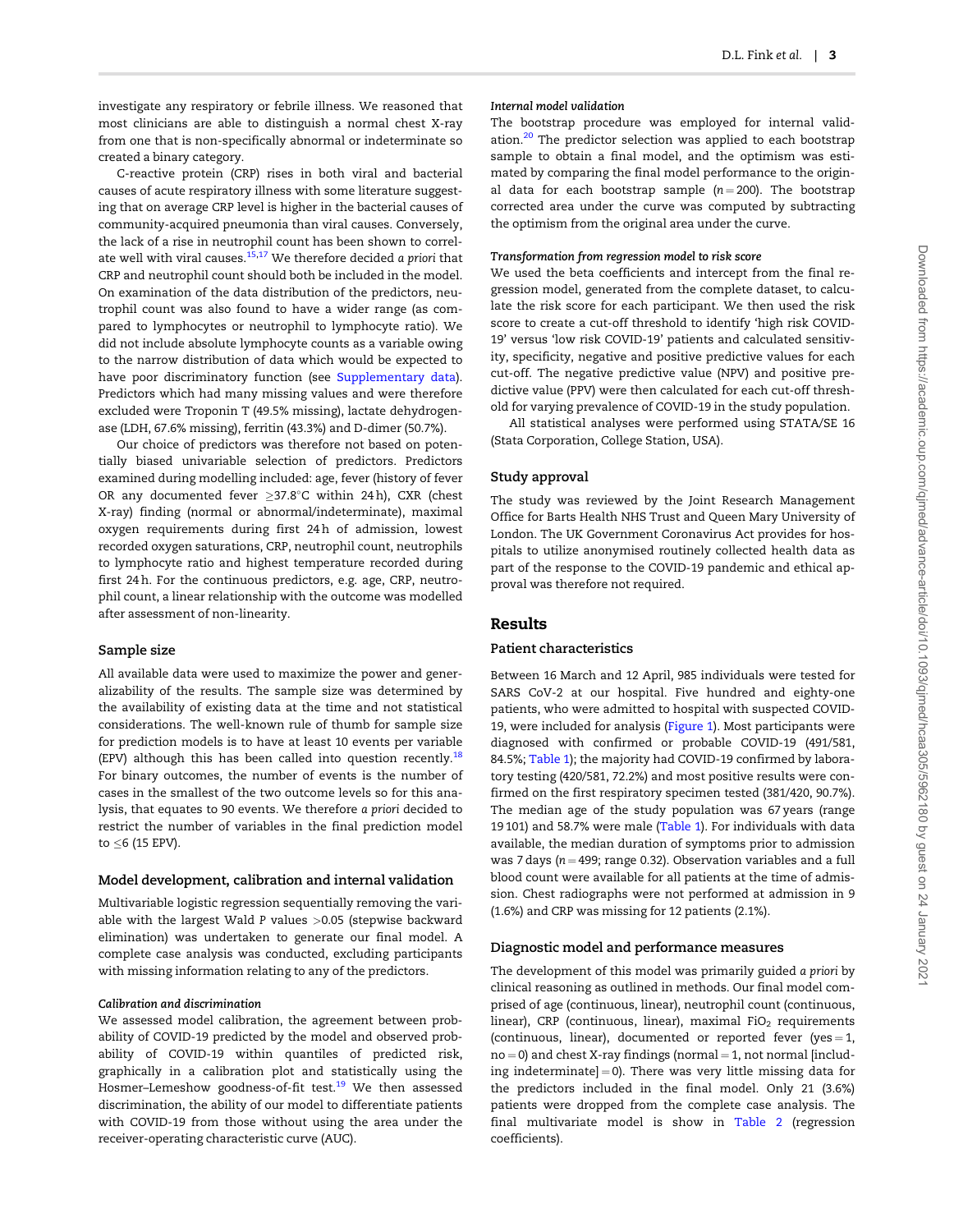investigate any respiratory or febrile illness. We reasoned that most clinicians are able to distinguish a normal chest X-ray from one that is non-specifically abnormal or indeterminate so created a binary category.

C-reactive protein (CRP) rises in both viral and bacterial causes of acute respiratory illness with some literature suggesting that on average CRP level is higher in the bacterial causes of community-acquired pneumonia than viral causes. Conversely, the lack of a rise in neutrophil count has been shown to correlate well with viral causes.[15,17] We therefore decided *a priori* that CRP and neutrophil count should both be included in the model. On examination of the data distribution of the predictors, neutrophil count was also found to have a wider range (as compared to lymphocytes or neutrophil to lymphocyte ratio). We did not include absolute lymphocyte counts as a variable owing to the narrow distribution of data which would be expected to have poor discriminatory function (see Supplementary data). Predictors which had many missing values and were therefore excluded were Troponin T (49.5% missing), lactate dehydrogenase (LDH, 67.6% missing), ferritin (43.3%) and D-dimer (50.7%).

Our choice of predictors was therefore not based on potentially biased univariable selection of predictors. Predictors examined during modelling included: age, fever (history of fever OR any documented fever ≥37.8°C within 24 h), CXR (chest X-ray) finding (normal or abnormal/indeterminate), maximal oxygen requirements during first 24 h of admission, lowest recorded oxygen saturations, CRP, neutrophil count, neutrophils to lymphocyte ratio and highest temperature recorded during first 24 h. For the continuous predictors, e.g. age, CRP, neutrophil count, a linear relationship with the outcome was modelled after assessment of non-linearity.

### Sample size

All available data were used to maximize the power and generalizability of the results. The sample size was determined by the availability of existing data at the time and not statistical considerations. The well-known rule of thumb for sample size for prediction models is to have at least 10 events per variable (EPV) although this has been called into question recently.[18] For binary outcomes, the number of events is the number of cases in the smallest of the two outcome levels so for this analysis, that equates to 90 events. We therefore *a priori* decided to restrict the number of variables in the final prediction model to ≤6 (15 EPV).

### Model development, calibration and internal validation

Multivariable logistic regression sequentially removing the variable with the largest Wald *P* values >0.05 (stepwise backward elimination) was undertaken to generate our final model. A complete case analysis was conducted, excluding participants with missing information relating to any of the predictors.

#### *Calibration and discrimination*

We assessed model calibration, the agreement between probability of COVID-19 predicted by the model and observed probability of COVID-19 within quantiles of predicted risk, graphically in a calibration plot and statistically using the Hosmer–Lemeshow goodness-of-fit test.[19] We then assessed discrimination, the ability of our model to differentiate patients with COVID-19 from those without using the area under the receiver-operating characteristic curve (AUC).

#### *Internal model validation*

The bootstrap procedure was employed for internal validation.[20] The predictor selection was applied to each bootstrap sample to obtain a final model, and the optimism was estimated by comparing the final model performance to the original data for each bootstrap sample ($n = 200$). The bootstrap corrected area under the curve was computed by subtracting the optimism from the original area under the curve.

#### *Transformation from regression model to risk score*

We used the beta coefficients and intercept from the final regression model, generated from the complete dataset, to calculate the risk score for each participant. We then used the risk score to create a cut-off threshold to identify 'high risk COVID-19' versus 'low risk COVID-19' patients and calculated sensitivity, specificity, negative and positive predictive values for each cut-off. The negative predictive value (NPV) and positive predictive value (PPV) were then calculated for each cut-off threshold for varying prevalence of COVID-19 in the study population.

All statistical analyses were performed using STATA/SE 16 (Stata Corporation, College Station, USA).

### Study approval

The study was reviewed by the Joint Research Management Office for Barts Health NHS Trust and Queen Mary University of London. The UK Government Coronavirus Act provides for hospitals to utilize anonymised routinely collected health data as part of the response to the COVID-19 pandemic and ethical approval was therefore not required.

## Results

### Patient characteristics

Between 16 March and 12 April, 985 individuals were tested for SARS CoV-2 at our hospital. Five hundred and eighty-one patients, who were admitted to hospital with suspected COVID-19, were included for analysis (Figure 1). Most participants were diagnosed with confirmed or probable COVID-19 (491/581, 84.5%; Table 1); the majority had COVID-19 confirmed by laboratory testing (420/581, 72.2%) and most positive results were confirmed on the first respiratory specimen tested (381/420, 90.7%). The median age of the study population was 67 years (range 19 101) and 58.7% were male (Table 1). For individuals with data available, the median duration of symptoms prior to admission was 7 days ($n = 499$; range 0.32). Observation variables and a full blood count were available for all patients at the time of admission. Chest radiographs were not performed at admission in 9 (1.6%) and CRP was missing for 12 patients (2.1%).

### Diagnostic model and performance measures

The development of this model was primarily guided *a priori* by clinical reasoning as outlined in methods. Our final model comprised of age (continuous, linear), neutrophil count (continuous, linear), CRP (continuous, linear), maximal $FiO_2$ requirements (continuous, linear), documented or reported fever (yes = 1, no = 0) and chest X-ray findings (normal = 1, not normal [including indeterminate] = 0). There was very little missing data for the predictors included in the final model. Only 21 (3.6%) patients were dropped from the complete case analysis. The final multivariate model is show in Table 2 (regression coefficients).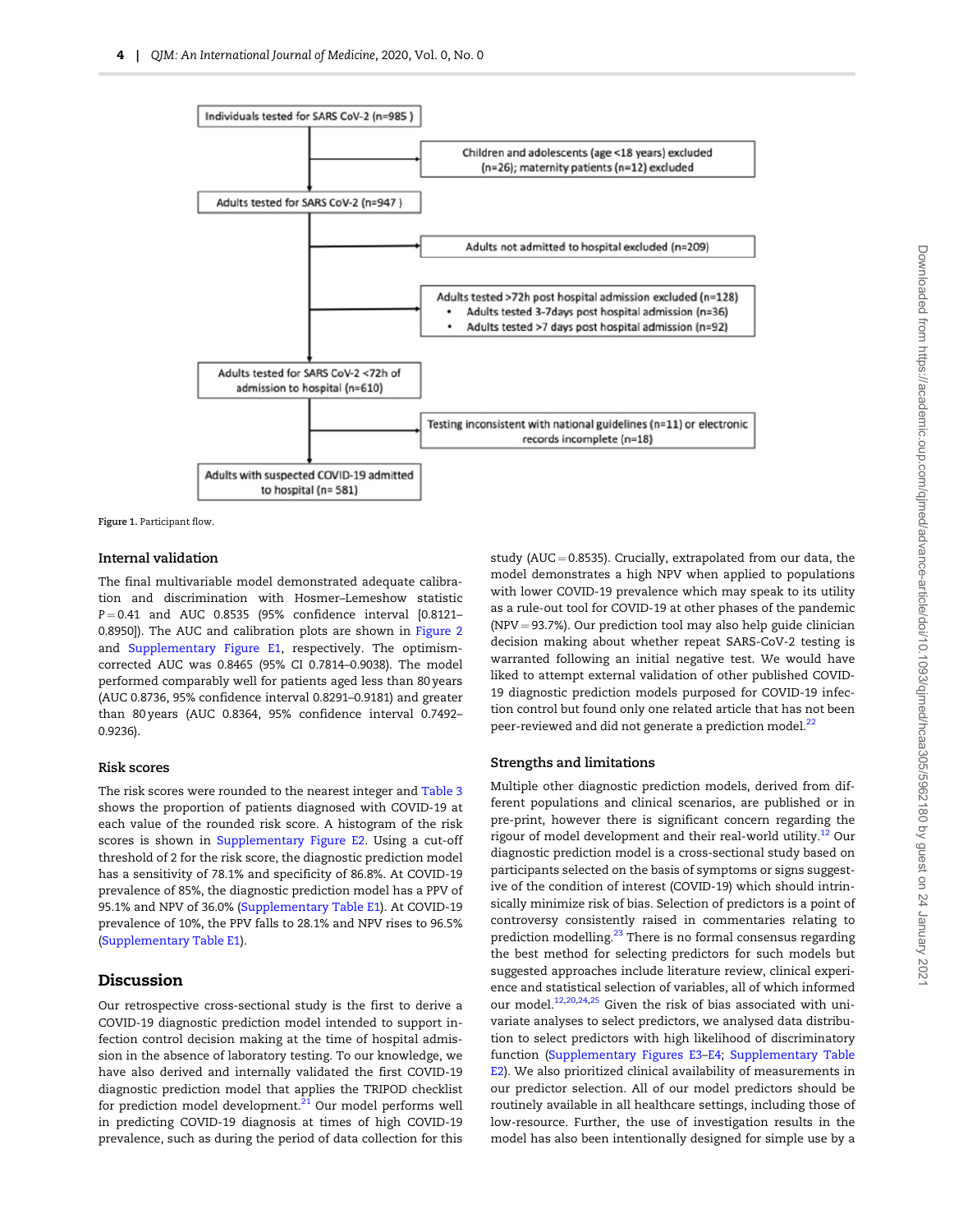Individuals tested for SARS CoV-2 (n=985 )

Children and adolescents (age <18 years) excluded (n=26); maternity patients (n=12) excluded

Adults tested for SARS CoV-2 (n=947 )

Adults not admitted to hospital excluded (n=209)

Adults tested >72h post hospital admission excluded (n=128)
- Adults tested 3-7days post hospital admission (n=36)
- Adults tested >7 days post hospital admission (n=92)

Adults tested for SARS CoV-2 <72h of admission to hospital (n=610)

Testing inconsistent with national guidelines (n=11) or electronic records incomplete (n=18)

Adults with suspected COVID-19 admitted to hospital (n= 581)

**Figure 1.** Participant flow.

### Internal validation

The final multivariable model demonstrated adequate calibration and discrimination with Hosmer–Lemeshow statistic P = 0.41 and AUC 0.8535 (95% confidence interval [0.8121–0.8950]). The AUC and calibration plots are shown in Figure 2 and Supplementary Figure E1, respectively. The optimism-corrected AUC was 0.8465 (95% CI 0.7814–0.9038). The model performed comparably well for patients aged less than 80 years (AUC 0.8736, 95% confidence interval 0.8291–0.9181) and greater than 80 years (AUC 0.8364, 95% confidence interval 0.7492–0.9236).

### Risk scores

The risk scores were rounded to the nearest integer and Table 3 shows the proportion of patients diagnosed with COVID-19 at each value of the rounded risk score. A histogram of the risk scores is shown in Supplementary Figure E2. Using a cut-off threshold of 2 for the risk score, the diagnostic prediction model has a sensitivity of 78.1% and specificity of 86.8%. At COVID-19 prevalence of 85%, the diagnostic prediction model has a PPV of 95.1% and NPV of 36.0% (Supplementary Table E1). At COVID-19 prevalence of 10%, the PPV falls to 28.1% and NPV rises to 96.5% (Supplementary Table E1).

## Discussion

Our retrospective cross-sectional study is the first to derive a COVID-19 diagnostic prediction model intended to support infection control decision making at the time of hospital admission in the absence of laboratory testing. To our knowledge, we have also derived and internally validated the first COVID-19 diagnostic prediction model that applies the TRIPOD checklist for prediction model development.[21] Our model performs well in predicting COVID-19 diagnosis at times of high COVID-19 prevalence, such as during the period of data collection for this study (AUC = 0.8535). Crucially, extrapolated from our data, the model demonstrates a high NPV when applied to populations with lower COVID-19 prevalence which may speak to its utility as a rule-out tool for COVID-19 at other phases of the pandemic (NPV = 93.7%). Our prediction tool may also help guide clinician decision making about whether repeat SARS-CoV-2 testing is warranted following an initial negative test. We would have liked to attempt external validation of other published COVID-19 diagnostic prediction models purposed for COVID-19 infection control but found only one related article that has not been peer-reviewed and did not generate a prediction model.[22]

### Strengths and limitations

Multiple other diagnostic prediction models, derived from different populations and clinical scenarios, are published or in pre-print, however there is significant concern regarding the rigour of model development and their real-world utility.[12] Our diagnostic prediction model is a cross-sectional study based on participants selected on the basis of symptoms or signs suggestive of the condition of interest (COVID-19) which should intrinsically minimize risk of bias. Selection of predictors is a point of controversy consistently raised in commentaries relating to prediction modelling.[23] There is no formal consensus regarding the best method for selecting predictors for such models but suggested approaches include literature review, clinical experience and statistical selection of variables, all of which informed our model.[12,20,24,25] Given the risk of bias associated with univariate analyses to select predictors, we analysed data distribution to select predictors with high likelihood of discriminatory function (Supplementary Figures E3–E4; Supplementary Table E2). We also prioritized clinical availability of measurements in our predictor selection. All of our model predictors should be routinely available in all healthcare settings, including those of low-resource. Further, the use of investigation results in the model has also been intentionally designed for simple use by a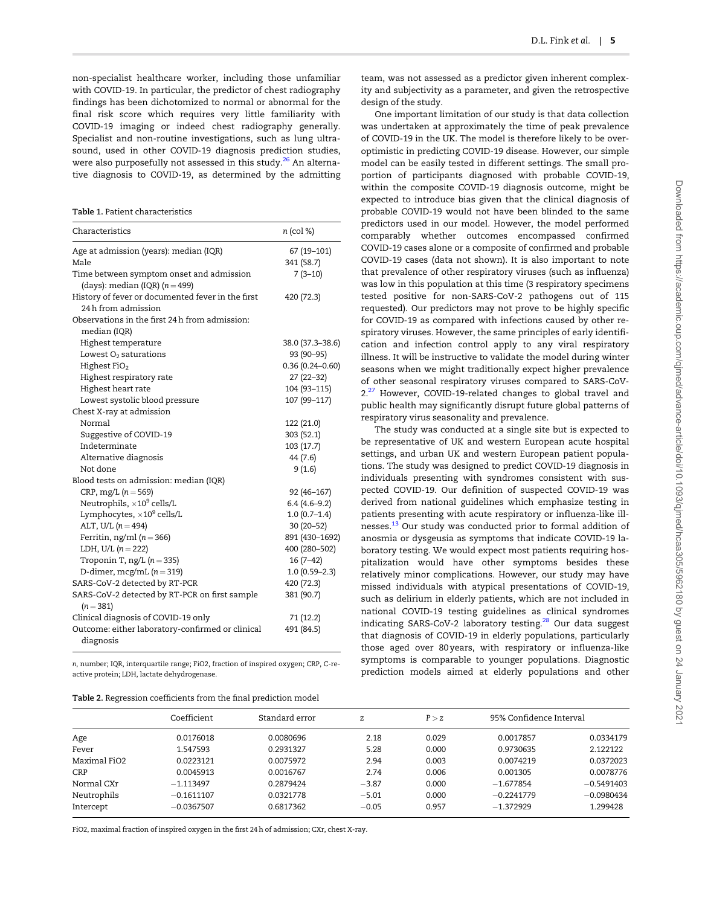non-specialist healthcare worker, including those unfamiliar with COVID-19. In particular, the predictor of chest radiography findings has been dichotomized to normal or abnormal for the final risk score which requires very little familiarity with COVID-19 imaging or indeed chest radiography generally. Specialist and non-routine investigations, such as lung ultrasound, used in other COVID-19 diagnosis prediction studies, were also purposefully not assessed in this study.[26] An alternative diagnosis to COVID-19, as determined by the admitting team, was not assessed as a predictor given inherent complexity and subjectivity as a parameter, and given the retrospective design of the study.

One important limitation of our study is that data collection was undertaken at approximately the time of peak prevalence of COVID-19 in the UK. The model is therefore likely to be over-optimistic in predicting COVID-19 disease. However, our simple model can be easily tested in different settings. The small proportion of participants diagnosed with probable COVID-19, within the composite COVID-19 diagnosis outcome, might be expected to introduce bias given that the clinical diagnosis of probable COVID-19 would not have been blinded to the same predictors used in our model. However, the model performed comparably whether outcomes encompassed confirmed COVID-19 cases alone or a composite of confirmed and probable COVID-19 cases (data not shown). It is also important to note that prevalence of other respiratory viruses (such as influenza) was low in this population at this time (3 respiratory specimens tested positive for non-SARS-CoV-2 pathogens out of 115 requested). Our predictors may not prove to be highly specific for COVID-19 as compared with infections caused by other respiratory viruses. However, the same principles of early identification and infection control apply to any viral respiratory illness. It will be instructive to validate the model during winter seasons when we might traditionally expect higher prevalence of other seasonal respiratory viruses compared to SARS-CoV-2.[27] However, COVID-19-related changes to global travel and public health may significantly disrupt future global patterns of respiratory virus seasonality and prevalence.

The study was conducted at a single site but is expected to be representative of UK and western European acute hospital settings, and urban UK and western European patient populations. The study was designed to predict COVID-19 diagnosis in individuals presenting with syndromes consistent with suspected COVID-19. Our definition of suspected COVID-19 was derived from national guidelines which emphasize testing in patients presenting with acute respiratory or influenza-like illnesses.[13] Our study was conducted prior to formal addition of anosmia or dysgeusia as symptoms that indicate COVID-19 laboratory testing. We would expect most patients requiring hospitalization would have other symptoms besides these relatively minor complications. However, our study may have missed individuals with atypical presentations of COVID-19, such as delirium in elderly patients, which are not included in national COVID-19 testing guidelines as clinical syndromes indicating SARS-CoV-2 laboratory testing.[28] Our data suggest that diagnosis of COVID-19 in elderly populations, particularly those aged over 80 years, with respiratory or influenza-like symptoms is comparable to younger populations. Diagnostic prediction models aimed at elderly populations and other

**Table 1.** Patient characteristics

| Characteristics | n (col %) |
|---|---|
| Age at admission (years): median (IQR) | 67 (19–101) |
| Male | 341 (58.7) |
| Time between symptom onset and admission (days): median (IQR) (n = 499) | 7 (3–10) |
| History of fever or documented fever in the first 24 h from admission | 420 (72.3) |
| Observations in the first 24 h from admission: median (IQR) | |
| Highest temperature | 38.0 (37.3–38.6) |
| Lowest $O_2$ saturations | 93 (90–95) |
| Highest $FiO_2$ | 0.36 (0.24–0.60) |
| Highest respiratory rate | 27 (22–32) |
| Highest heart rate | 104 (93–115) |
| Lowest systolic blood pressure | 107 (99–117) |
| Chest X-ray at admission | |
| Normal | 122 (21.0) |
| Suggestive of COVID-19 | 303 (52.1) |
| Indeterminate | 103 (17.7) |
| Alternative diagnosis | 44 (7.6) |
| Not done | 9 (1.6) |
| Blood tests on admission: median (IQR) | |
| CRP, mg/L (n = 569) | 92 (46–167) |
| Neutrophils, $\times 10^9$ cells/L | 6.4 (4.6–9.2) |
| Lymphocytes, $\times 10^9$ cells/L | 1.0 (0.7–1.4) |
| ALT, U/L (n = 494) | 30 (20–52) |
| Ferritin, ng/ml (n = 366) | 891 (430–1692) |
| LDH, U/L (n = 222) | 400 (280–502) |
| Troponin T, ng/L (n = 335) | 16 (7–42) |
| D-dimer, mcg/mL (n = 319) | 1.0 (0.59–2.3) |
| SARS-CoV-2 detected by RT-PCR | 420 (72.3) |
| SARS-CoV-2 detected by RT-PCR on first sample (n = 381) | 381 (90.7) |
| Clinical diagnosis of COVID-19 only | 71 (12.2) |
| Outcome: either laboratory-confirmed or clinical diagnosis | 491 (84.5) |

n, number; IQR, interquartile range; FiO2, fraction of inspired oxygen; CRP, C-reactive protein; LDH, lactate dehydrogenase.

**Table 2.** Regression coefficients from the final prediction model

| | Coefficient | Standard error | z | P > z | 95% Confidence Interval | |
|---|---|---|---|---|---|---|
| Age | 0.0176018 | 0.0080696 | 2.18 | 0.029 | 0.0017857 | 0.0334179 |
| Fever | 1.547593 | 0.2931327 | 5.28 | 0.000 | 0.9730635 | 2.122122 |
| Maximal FiO2 | 0.0223121 | 0.0075972 | 2.94 | 0.003 | 0.0074219 | 0.0372023 |
| CRP | 0.0045913 | 0.0016767 | 2.74 | 0.006 | 0.001305 | 0.0078776 |
| Normal CXr | −1.113497 | 0.2879424 | −3.87 | 0.000 | −1.677854 | −0.5491403 |
| Neutrophils | −0.1611107 | 0.0321778 | −5.01 | 0.000 | −0.2241779 | −0.0980434 |
| Intercept | −0.0367507 | 0.6817362 | −0.05 | 0.957 | −1.372929 | 1.299428 |

FiO2, maximal fraction of inspired oxygen in the first 24 h of admission; CXr, chest X-ray.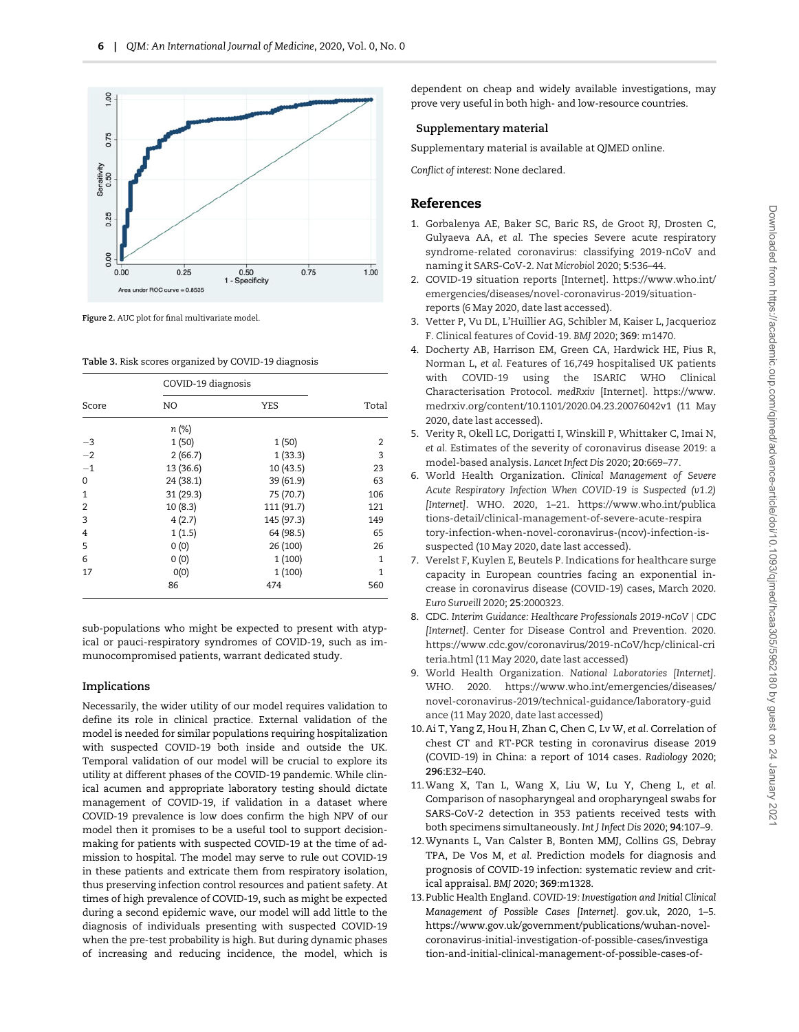Figure 2. AUC plot for final multivariate model.

Table 3. Risk scores organized by COVID-19 diagnosis

| Score | COVID-19 diagnosis | | Total |
|---|---|---|---|
| | NO | YES | |
| | n (%) | | |
| −3 | 1 (50) | 1 (50) | 2 |
| −2 | 2 (66.7) | 1 (33.3) | 3 |
| −1 | 13 (36.6) | 10 (43.5) | 23 |
| 0 | 24 (38.1) | 39 (61.9) | 63 |
| 1 | 31 (29.3) | 75 (70.7) | 106 |
| 2 | 10 (8.3) | 111 (91.7) | 121 |
| 3 | 4 (2.7) | 145 (97.3) | 149 |
| 4 | 1 (1.5) | 64 (98.5) | 65 |
| 5 | 0 (0) | 26 (100) | 26 |
| 6 | 0 (0) | 1 (100) | 1 |
| 17 | 0(0) | 1 (100) | 1 |
| | 86 | 474 | 560 |

sub-populations who might be expected to present with atypical or pauci-respiratory syndromes of COVID-19, such as immunocompromised patients, warrant dedicated study.

## Implications

Necessarily, the wider utility of our model requires validation to define its role in clinical practice. External validation of the model is needed for similar populations requiring hospitalization with suspected COVID-19 both inside and outside the UK. Temporal validation of our model will be crucial to explore its utility at different phases of the COVID-19 pandemic. While clinical acumen and appropriate laboratory testing should dictate management of COVID-19, if validation in a dataset where COVID-19 prevalence is low does confirm the high NPV of our model then it promises to be a useful tool to support decision-making for patients with suspected COVID-19 at the time of admission to hospital. The model may serve to rule out COVID-19 in these patients and extricate them from respiratory isolation, thus preserving infection control resources and patient safety. At times of high prevalence of COVID-19, such as might be expected during a second epidemic wave, our model will add little to the diagnosis of individuals presenting with suspected COVID-19 when the pre-test probability is high. But during dynamic phases of increasing and reducing incidence, the model, which is dependent on cheap and widely available investigations, may prove very useful in both high- and low-resource countries.

## Supplementary material

Supplementary material is available at QJMED online.

*Conflict of interest*: None declared.

## References

1. Gorbalenya AE, Baker SC, Baric RS, de Groot RJ, Drosten C, Gulyaeva AA, *et al.* The species Severe acute respiratory syndrome-related coronavirus: classifying 2019-nCoV and naming it SARS-CoV-2. *Nat Microbiol* 2020; **5**:536–44.
2. COVID-19 situation reports [Internet]. https://www.who.int/emergencies/diseases/novel-coronavirus-2019/situation-reports (6 May 2020, date last accessed).
3. Vetter P, Vu DL, L'Huillier AG, Schibler M, Kaiser L, Jacquerioz F. Clinical features of Covid-19. *BMJ* 2020; **369**: m1470.
4. Docherty AB, Harrison EM, Green CA, Hardwick HE, Pius R, Norman L, *et al.* Features of 16,749 hospitalised UK patients with COVID-19 using the ISARIC WHO Clinical Characterisation Protocol. *medRxiv* [Internet]. https://www.medrxiv.org/content/10.1101/2020.04.23.20076042v1 (11 May 2020, date last accessed).
5. Verity R, Okell LC, Dorigatti I, Winskill P, Whittaker C, Imai N, *et al.* Estimates of the severity of coronavirus disease 2019: a model-based analysis. *Lancet Infect Dis* 2020; **20**:669–77.
6. World Health Organization. *Clinical Management of Severe Acute Respiratory Infection When COVID-19 is Suspected (v1.2) [Internet]*. WHO. 2020, 1–21. https://www.who.int/publications-detail/clinical-management-of-severe-acute-respiratory-infection-when-novel-coronavirus-(ncov)-infection-is-suspected (10 May 2020, date last accessed).
7. Verelst F, Kuylen E, Beutels P. Indications for healthcare surge capacity in European countries facing an exponential increase in coronavirus disease (COVID-19) cases, March 2020. *Euro Surveill* 2020; **25**:2000323.
8. CDC. *Interim Guidance: Healthcare Professionals 2019-nCoV | CDC [Internet]*. Center for Disease Control and Prevention. 2020. https://www.cdc.gov/coronavirus/2019-nCoV/hcp/clinical-criteria.html (11 May 2020, date last accessed)
9. World Health Organization. *National Laboratories [Internet]*. WHO. 2020. https://www.who.int/emergencies/diseases/novel-coronavirus-2019/technical-guidance/laboratory-guidance (11 May 2020, date last accessed)
10. Ai T, Yang Z, Hou H, Zhan C, Chen C, Lv W, *et al.* Correlation of chest CT and RT-PCR testing in coronavirus disease 2019 (COVID-19) in China: a report of 1014 cases. *Radiology* 2020; **296**:E32–E40.
11. Wang X, Tan L, Wang X, Liu W, Lu Y, Cheng L, *et al.* Comparison of nasopharyngeal and oropharyngeal swabs for SARS-CoV-2 detection in 353 patients received tests with both specimens simultaneously. *Int J Infect Dis* 2020; **94**:107–9.
12. Wynants L, Van Calster B, Bonten MMJ, Collins GS, Debray TPA, De Vos M, *et al.* Prediction models for diagnosis and prognosis of COVID-19 infection: systematic review and critical appraisal. *BMJ* 2020; **369**:m1328.
13. Public Health England. *COVID-19: Investigation and Initial Clinical Management of Possible Cases [Internet]*. gov.uk, 2020, 1–5. https://www.gov.uk/government/publications/wuhan-novel-coronavirus-initial-investigation-of-possible-cases/investigation-and-initial-clinical-management-of-possible-cases-of-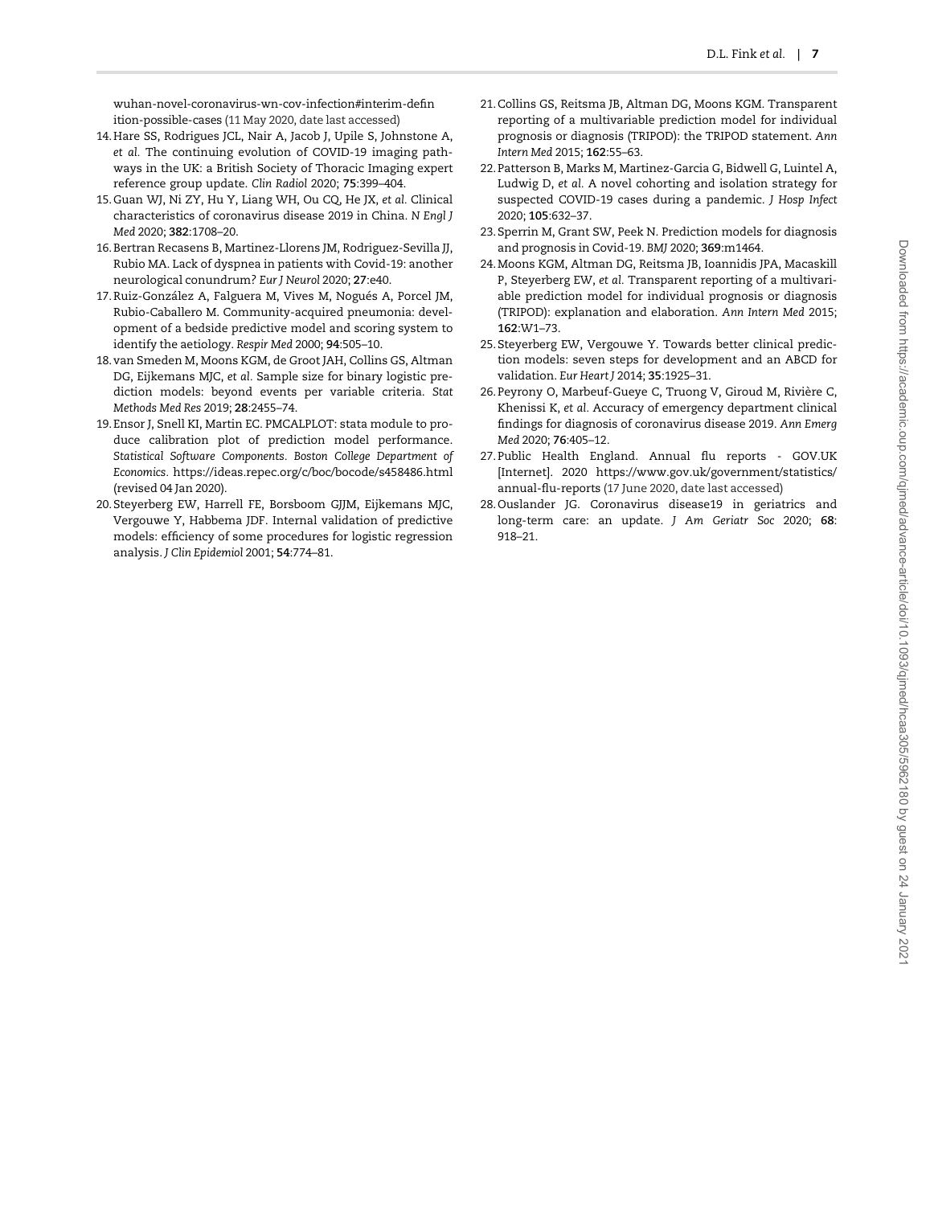wuhan-novel-coronavirus-wn-cov-infection#interim-definition-possible-cases (11 May 2020, date last accessed)

14. Hare SS, Rodrigues JCL, Nair A, Jacob J, Upile S, Johnstone A, *et al.* The continuing evolution of COVID-19 imaging pathways in the UK: a British Society of Thoracic Imaging expert reference group update. *Clin Radiol* 2020; **75**:399–404.
15. Guan WJ, Ni ZY, Hu Y, Liang WH, Ou CQ, He JX, *et al.* Clinical characteristics of coronavirus disease 2019 in China. *N Engl J Med* 2020; **382**:1708–20.
16. Bertran Recasens B, Martinez-Llorens JM, Rodriguez-Sevilla JJ, Rubio MA. Lack of dyspnea in patients with Covid-19: another neurological conundrum? *Eur J Neurol* 2020; **27**:e40.
17. Ruiz-González A, Falguera M, Vives M, Nogués A, Porcel JM, Rubio-Caballero M. Community-acquired pneumonia: development of a bedside predictive model and scoring system to identify the aetiology. *Respir Med* 2000; **94**:505–10.
18. van Smeden M, Moons KGM, de Groot JAH, Collins GS, Altman DG, Eijkemans MJC, *et al.* Sample size for binary logistic prediction models: beyond events per variable criteria. *Stat Methods Med Res* 2019; **28**:2455–74.
19. Ensor J, Snell KI, Martin EC. PMCALPLOT: stata module to produce calibration plot of prediction model performance. *Statistical Software Components. Boston College Department of Economics.* https://ideas.repec.org/c/boc/bocode/s458486.html (revised 04 Jan 2020).
20. Steyerberg EW, Harrell FE, Borsboom GJJM, Eijkemans MJC, Vergouwe Y, Habbema JDF. Internal validation of predictive models: efficiency of some procedures for logistic regression analysis. *J Clin Epidemiol* 2001; **54**:774–81.
21. Collins GS, Reitsma JB, Altman DG, Moons KGM. Transparent reporting of a multivariable prediction model for individual prognosis or diagnosis (TRIPOD): the TRIPOD statement. *Ann Intern Med* 2015; **162**:55–63.
22. Patterson B, Marks M, Martinez-Garcia G, Bidwell G, Luintel A, Ludwig D, *et al.* A novel cohorting and isolation strategy for suspected COVID-19 cases during a pandemic. *J Hosp Infect* 2020; **105**:632–37.
23. Sperrin M, Grant SW, Peek N. Prediction models for diagnosis and prognosis in Covid-19. *BMJ* 2020; **369**:m1464.
24. Moons KGM, Altman DG, Reitsma JB, Ioannidis JPA, Macaskill P, Steyerberg EW, *et al.* Transparent reporting of a multivariable prediction model for individual prognosis or diagnosis (TRIPOD): explanation and elaboration. *Ann Intern Med* 2015; **162**:W1–73.
25. Steyerberg EW, Vergouwe Y. Towards better clinical prediction models: seven steps for development and an ABCD for validation. *Eur Heart J* 2014; **35**:1925–31.
26. Peyrony O, Marbeuf-Gueye C, Truong V, Giroud M, Rivière C, Khenissi K, *et al.* Accuracy of emergency department clinical findings for diagnosis of coronavirus disease 2019. *Ann Emerg Med* 2020; **76**:405–12.
27. Public Health England. Annual flu reports - GOV.UK [Internet]. 2020 https://www.gov.uk/government/statistics/annual-flu-reports (17 June 2020, date last accessed)
28. Ouslander JG. Coronavirus disease19 in geriatrics and long-term care: an update. *J Am Geriatr Soc* 2020; **68**: 918–21.